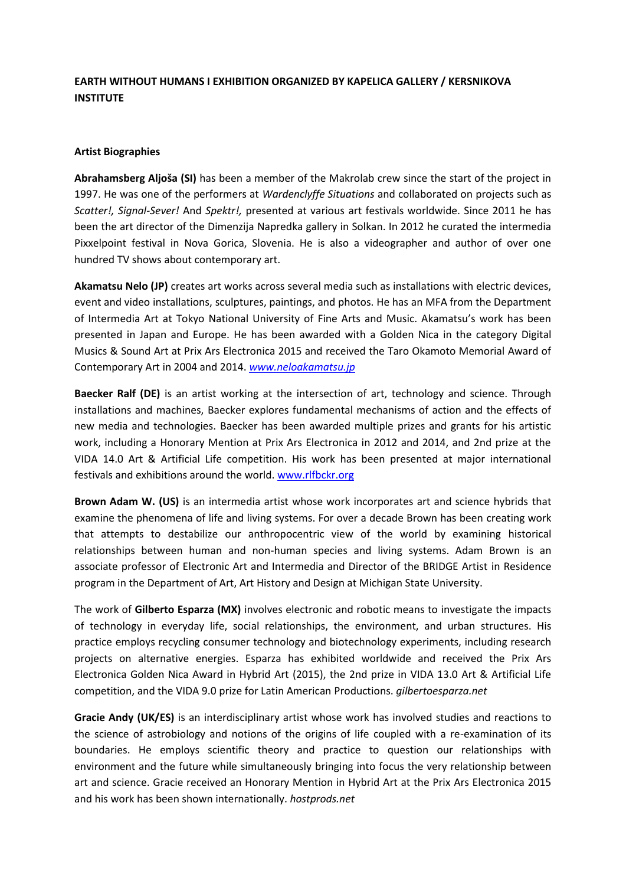**EARTH WITHOUT HUMANS I EXHIBITION ORGANIZED BY KAPELICA GALLERY / KERSNIKOVA INSTITUTE**

**Artist Biographies**

**Abrahamsberg Aljoša (SI)** has been a member of the Makrolab crew since the start of the project in 1997. He was one of the performers at *Wardenclyffe Situations* and collaborated on projects such as *Scatter!, Signal-Sever!* And *Spektr!,* presented at various art festivals worldwide. Since 2011 he has been the art director of the Dimenzija Napredka gallery in Solkan. In 2012 he curated the intermedia Pixxelpoint festival in Nova Gorica, Slovenia. He is also a videographer and author of over one hundred TV shows about contemporary art.

**Akamatsu Nelo (JP)** creates art works across several media such as installations with electric devices, event and video installations, sculptures, paintings, and photos. He has an MFA from the Department of Intermedia Art at Tokyo National University of Fine Arts and Music. Akamatsu's work has been presented in Japan and Europe. He has been awarded with a Golden Nica in the category Digital Musics & Sound Art at Prix Ars Electronica 2015 and received the Taro Okamoto Memorial Award of Contemporary Art in 2004 and 2014. *www.neloakamatsu.jp*

**Baecker Ralf (DE)** is an artist working at the intersection of art, technology and science. Through installations and machines, Baecker explores fundamental mechanisms of action and the effects of new media and technologies. Baecker has been awarded multiple prizes and grants for his artistic work, including a Honorary Mention at Prix Ars Electronica in 2012 and 2014, and 2nd prize at the VIDA 14.0 Art & Artificial Life competition. His work has been presented at major international festivals and exhibitions around the world. www.rlfbckr.org

**Brown Adam W. (US)** is an intermedia artist whose work incorporates art and science hybrids that examine the phenomena of life and living systems. For over a decade Brown has been creating work that attempts to destabilize our anthropocentric view of the world by examining historical relationships between human and non-human species and living systems. Adam Brown is an associate professor of Electronic Art and Intermedia and Director of the BRIDGE Artist in Residence program in the Department of Art, Art History and Design at Michigan State University.

The work of **Gilberto Esparza (MX)** involves electronic and robotic means to investigate the impacts of technology in everyday life, social relationships, the environment, and urban structures. His practice employs recycling consumer technology and biotechnology experiments, including research projects on alternative energies. Esparza has exhibited worldwide and received the Prix Ars Electronica Golden Nica Award in Hybrid Art (2015), the 2nd prize in VIDA 13.0 Art & Artificial Life competition, and the VIDA 9.0 prize for Latin American Productions. *gilbertoesparza.net*

**Gracie Andy (UK/ES)** is an interdisciplinary artist whose work has involved studies and reactions to the science of astrobiology and notions of the origins of life coupled with a re-examination of its boundaries. He employs scientific theory and practice to question our relationships with environment and the future while simultaneously bringing into focus the very relationship between art and science. Gracie received an Honorary Mention in Hybrid Art at the Prix Ars Electronica 2015 and his work has been shown internationally. *hostprods.net*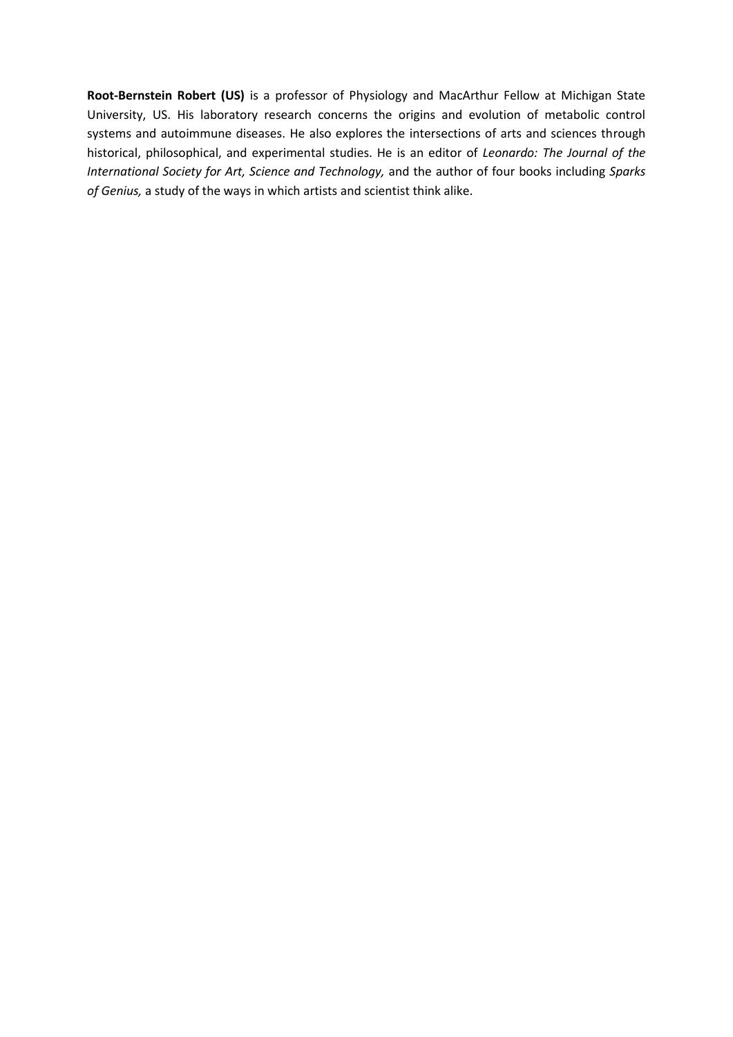**Root-Bernstein Robert (US)** is a professor of Physiology and MacArthur Fellow at Michigan State University, US. His laboratory research concerns the origins and evolution of metabolic control systems and autoimmune diseases. He also explores the intersections of arts and sciences through historical, philosophical, and experimental studies. He is an editor of *Leonardo: The Journal of the International Society for Art, Science and Technology,* and the author of four books including *Sparks of Genius,* a study of the ways in which artists and scientist think alike.